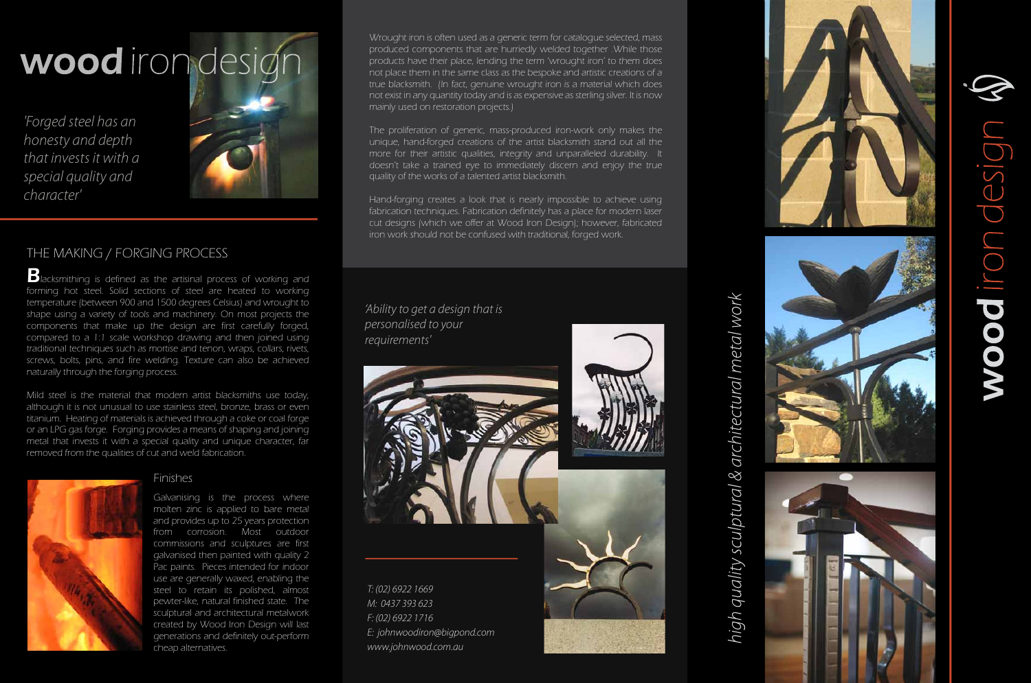# **wood** iron design

*'Forged steel has an honesty and depth that invests it with a special quality and character'*

## THE MAKING / FORGING PROCESS

**B**lacksmithing is defined as the artisinal process of working and forming hot steel. Solid sections of steel are heated to working temperature (between 900 and 1500 degrees Celsius) and wrought to shape using a variety of tools and machinery. On most projects the components that make up the design are first carefully forged, compared to a 1:1 scale workshop drawing and then joined using traditional techniques such as mortise and tenon, wraps, collars, rivets, screws, bolts, pins, and fire welding. Texture can also be achieved naturally through the forging process.

Mild steel is the material that modern artist blacksmiths use today, although it is not unusual to use stainless steel, bronze, brass or even titanium. Heating of materials is achieved through a coke or coal forge or an LPG gas forge. Forging provides a means of shaping and joining metal that invests it with a special quality and unique character, far removed from the qualities of cut and weld fabrication.

### Finishes

Galvanising is the process where molten zinc is applied to bare metal and provides up to 25 years protection from corrosion. Most outdoor commissions and sculptures are first galvanised then painted with quality 2 Pac paints. Pieces intended for indoor use are generally waxed, enabling the steel to retain its polished, almost pewter-like, natural finished state. The sculptural and architectural metalwork created by Wood Iron Design will last generations and definitely out-perform cheap alternatives.

Wrought iron is often used as a generic term for catalogue selected, mass produced components that are hurriedly welded together .While those products have their place, lending the term 'wrought iron' to them does not place them in the same class as the bespoke and artistic creations of a true blacksmith. (In fact, genuine wrought iron is a material which does not exist in any quantity today and is as expensive as sterling silver. It is now mainly used on restoration projects.)

The proliferation of generic, mass-produced iron-work only makes the unique, hand-forged creations of the artist blacksmith stand out all the more for their artistic qualities, integrity and unparalleled durability. It doesn't take a trained eye to immediately discern and enjoy the true quality of the works of a talented artist blacksmith.

Hand-forging creates a look that is nearly impossible to achieve using fabrication techniques. Fabrication definitely has a place for modern laser cut designs (which we offer at Wood Iron Design); however, fabricated iron work should not be confused with traditional, forged work.

*'Ability to get a design that is personalised to your requirements'*

*T: (02) 6922 1669*
*M: 0437 393 623*
*F: (02) 6922 1716*
*E: johnwoodiron@bigpond.com*
*www.johnwood.com.au*

*high quality sculptural & architectural metal work*

**wood** iron design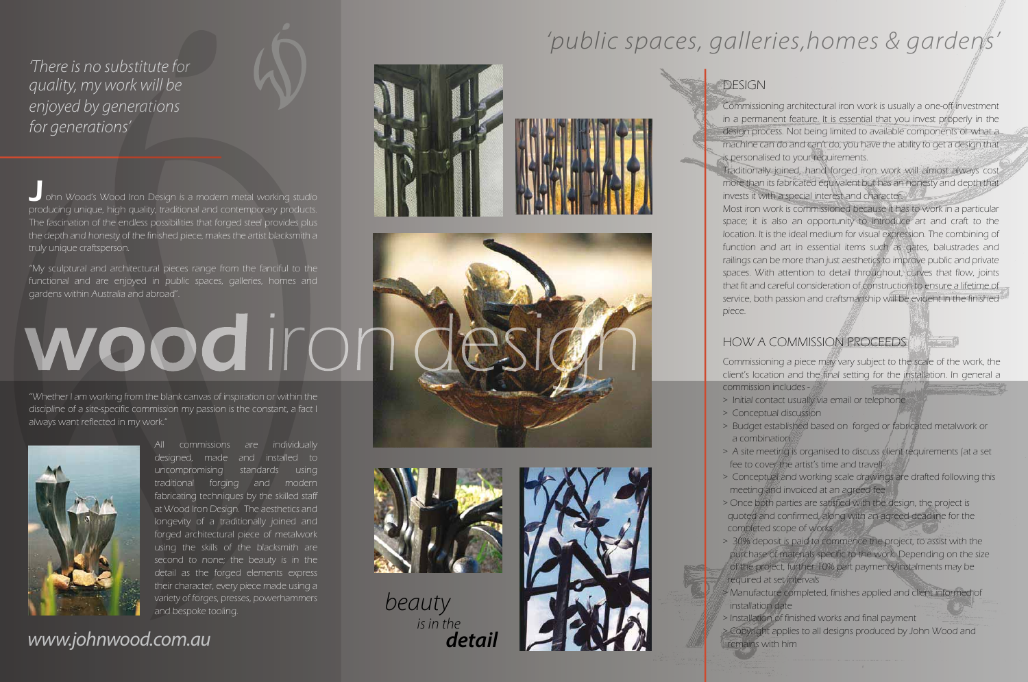*'There is no substitute for quality, my work will be enjoyed by generations for generations'*

**J**ohn Wood's Wood Iron Design is a modern metal working studio producing unique, high quality, traditional and contemporary products. The fascination of the endless possibilities that forged steel provides plus the depth and honesty of the finished piece, makes the artist blacksmith a truly unique craftsperson.

"My sculptural and architectural pieces range from the fanciful to the functional and are enjoyed in public spaces, galleries, homes and gardens within Australia and abroad".

# **wood** iron design

"Whether I am working from the blank canvas of inspiration or within the discipline of a site-specific commission my passion is the constant, a fact I always want reflected in my work."

All commissions are individually designed, made and installed to uncompromising standards using traditional forging and modern fabricating techniques by the skilled staff at Wood Iron Design. The aesthetics and longevity of a traditionally joined and forged architectural piece of metalwork using the skills of the blacksmith are second to none; the beauty is in the detail as the forged elements express their character, every piece made using a variety of forges, presses, powerhammers and bespoke tooling.

*www.johnwood.com.au*

*beauty is in the* ***detail***

## *'public spaces, galleries, homes & gardens'*

## DESIGN

Commissioning architectural iron work is usually a one-off investment in a permanent feature. It is essential that you invest properly in the design process. Not being limited to available components or what a machine can do and can't do, you have the ability to get a design that is personalised to your requirements.

Traditionally joined, hand forged iron work will almost always cost more than its fabricated equivalent but has an honesty and depth that invests it with a special interest and character.

Most iron work is commissioned because it has to work in a particular space; it is also an opportunity to introduce art and craft to the location. It is the ideal medium for visual expression. The combining of function and art in essential items such as gates, balustrades and railings can be more than just aesthetics to improve public and private spaces. With attention to detail throughout, curves that flow, joints that fit and careful consideration of construction to ensure a lifetime of service, both passion and craftsmanship will be evident in the finished piece.

## HOW A COMMISSION PROCEEDS

Commissioning a piece may vary subject to the scale of the work, the client's location and the final setting for the installation. In general a commission includes -

> Initial contact usually via email or telephone
> Conceptual discussion
> Budget established based on forged or fabricated metalwork or a combination
> A site meeting is organised to discuss client requirements (at a set fee to cover the artist's time and travel)
> Conceptual and working scale drawings are drafted following this meeting and invoiced at an agreed fee
> Once both parties are satisfied with the design, the project is quoted and confirmed, along with an agreed deadline for the completed scope of works
> 30% deposit is paid to commence the project, to assist with the purchase of materials specific to the work. Depending on the size of the project, further 10% part payments/instalments may be required at set intervals
> Manufacture completed, finishes applied and client informed of installation date
> Installation of finished works and final payment
> Copyright applies to all designs produced by John Wood and remains with him